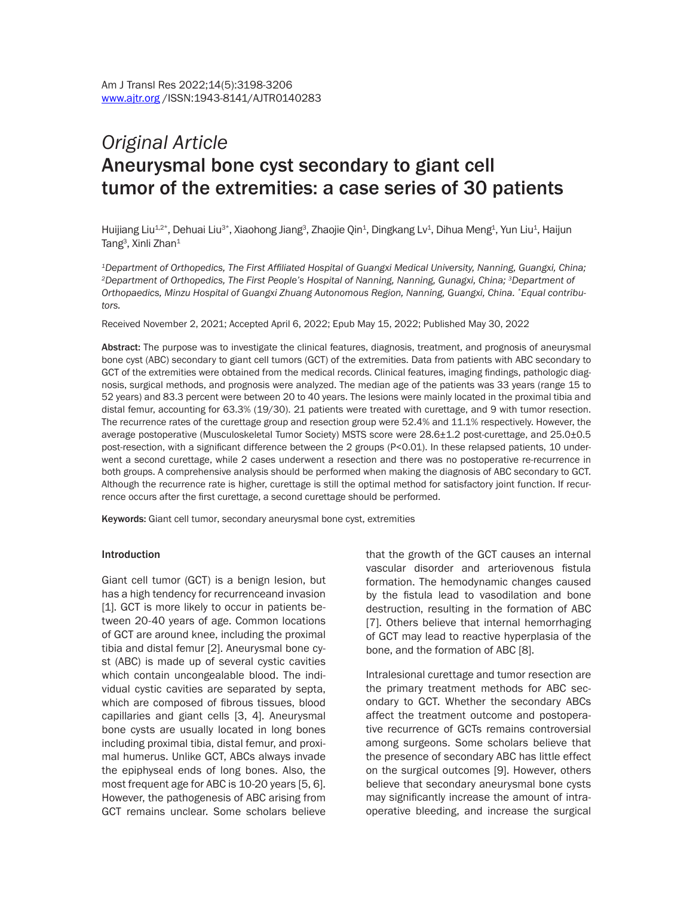*Original Article*

# Aneurysmal bone cyst secondary to giant cell tumor of the extremities: a case series of 30 patients

Huijiang Liu[1,2*], Dehuai Liu[3*], Xiaohong Jiang[3], Zhaojie Qin[1], Dingkang Lv[1], Dihua Meng[1], Yun Liu[1], Haijun Tang[3], Xinli Zhan[1]

*[1]Department of Orthopedics, The First Affiliated Hospital of Guangxi Medical University, Nanning, Guangxi, China; [2]Department of Orthopedics, The First People's Hospital of Nanning, Nanning, Gunagxi, China; [3]Department of Orthopaedics, Minzu Hospital of Guangxi Zhuang Autonomous Region, Nanning, Guangxi, China. *Equal contributors.*

Received November 2, 2021; Accepted April 6, 2022; Epub May 15, 2022; Published May 30, 2022

**Abstract:** The purpose was to investigate the clinical features, diagnosis, treatment, and prognosis of aneurysmal bone cyst (ABC) secondary to giant cell tumors (GCT) of the extremities. Data from patients with ABC secondary to GCT of the extremities were obtained from the medical records. Clinical features, imaging findings, pathologic diagnosis, surgical methods, and prognosis were analyzed. The median age of the patients was 33 years (range 15 to 52 years) and 83.3 percent were between 20 to 40 years. The lesions were mainly located in the proximal tibia and distal femur, accounting for 63.3% (19/30). 21 patients were treated with curettage, and 9 with tumor resection. The recurrence rates of the curettage group and resection group were 52.4% and 11.1% respectively. However, the average postoperative (Musculoskeletal Tumor Society) MSTS score were 28.6±1.2 post-curettage, and 25.0±0.5 post-resection, with a significant difference between the 2 groups ($P<0.01$). In these relapsed patients, 10 underwent a second curettage, while 2 cases underwent a resection and there was no postoperative re-recurrence in both groups. A comprehensive analysis should be performed when making the diagnosis of ABC secondary to GCT. Although the recurrence rate is higher, curettage is still the optimal method for satisfactory joint function. If recurrence occurs after the first curettage, a second curettage should be performed.

**Keywords:** Giant cell tumor, secondary aneurysmal bone cyst, extremities

## Introduction

Giant cell tumor (GCT) is a benign lesion, but has a high tendency for recurrenceand invasion [1]. GCT is more likely to occur in patients between 20-40 years of age. Common locations of GCT are around knee, including the proximal tibia and distal femur [2]. Aneurysmal bone cyst (ABC) is made up of several cystic cavities which contain uncongealable blood. The individual cystic cavities are separated by septa, which are composed of fibrous tissues, blood capillaries and giant cells [3, 4]. Aneurysmal bone cysts are usually located in long bones including proximal tibia, distal femur, and proximal humerus. Unlike GCT, ABCs always invade the epiphyseal ends of long bones. Also, the most frequent age for ABC is 10-20 years [5, 6]. However, the pathogenesis of ABC arising from GCT remains unclear. Some scholars believe that the growth of the GCT causes an internal vascular disorder and arteriovenous fistula formation. The hemodynamic changes caused by the fistula lead to vasodilation and bone destruction, resulting in the formation of ABC [7]. Others believe that internal hemorrhaging of GCT may lead to reactive hyperplasia of the bone, and the formation of ABC [8].

Intralesional curettage and tumor resection are the primary treatment methods for ABC secondary to GCT. Whether the secondary ABCs affect the treatment outcome and postoperative recurrence of GCTs remains controversial among surgeons. Some scholars believe that the presence of secondary ABC has little effect on the surgical outcomes [9]. However, others believe that secondary aneurysmal bone cysts may significantly increase the amount of intraoperative bleeding, and increase the surgical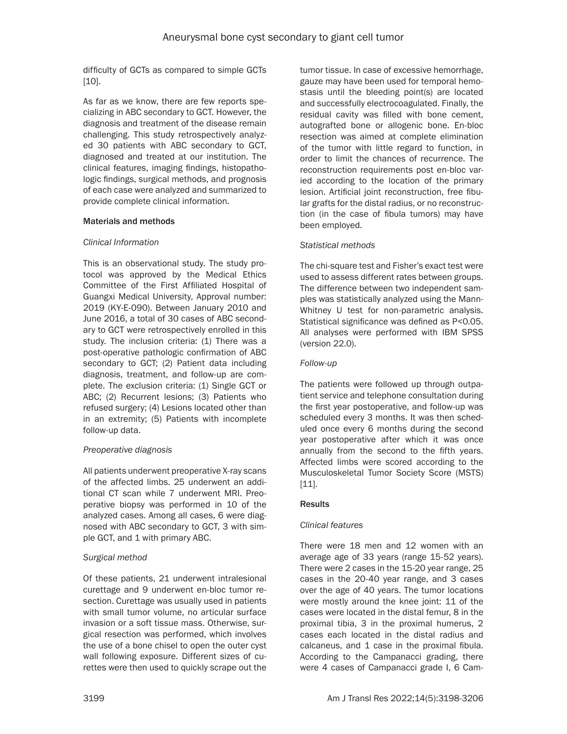difficulty of GCTs as compared to simple GCTs [10].

As far as we know, there are few reports specializing in ABC secondary to GCT. However, the diagnosis and treatment of the disease remain challenging. This study retrospectively analyzed 30 patients with ABC secondary to GCT, diagnosed and treated at our institution. The clinical features, imaging findings, histopathologic findings, surgical methods, and prognosis of each case were analyzed and summarized to provide complete clinical information.

## Materials and methods

### *Clinical Information*

This is an observational study. The study protocol was approved by the Medical Ethics Committee of the First Affiliated Hospital of Guangxi Medical University, Approval number: 2019 (KY-E-090). Between January 2010 and June 2016, a total of 30 cases of ABC secondary to GCT were retrospectively enrolled in this study. The inclusion criteria: (1) There was a post-operative pathologic confirmation of ABC secondary to GCT; (2) Patient data including diagnosis, treatment, and follow-up are complete. The exclusion criteria: (1) Single GCT or ABC; (2) Recurrent lesions; (3) Patients who refused surgery; (4) Lesions located other than in an extremity; (5) Patients with incomplete follow-up data.

### *Preoperative diagnosis*

All patients underwent preoperative X-ray scans of the affected limbs. 25 underwent an additional CT scan while 7 underwent MRI. Preoperative biopsy was performed in 10 of the analyzed cases. Among all cases, 6 were diagnosed with ABC secondary to GCT, 3 with simple GCT, and 1 with primary ABC.

### *Surgical method*

Of these patients, 21 underwent intralesional curettage and 9 underwent en-bloc tumor resection. Curettage was usually used in patients with small tumor volume, no articular surface invasion or a soft tissue mass. Otherwise, surgical resection was performed, which involves the use of a bone chisel to open the outer cyst wall following exposure. Different sizes of curettes were then used to quickly scrape out the tumor tissue. In case of excessive hemorrhage, gauze may have been used for temporal hemostasis until the bleeding point(s) are located and successfully electrocoagulated. Finally, the residual cavity was filled with bone cement, autografted bone or allogenic bone. En-bloc resection was aimed at complete elimination of the tumor with little regard to function, in order to limit the chances of recurrence. The reconstruction requirements post en-bloc varied according to the location of the primary lesion. Artificial joint reconstruction, free fibular grafts for the distal radius, or no reconstruction (in the case of fibula tumors) may have been employed.

### *Statistical methods*

The chi-square test and Fisher's exact test were used to assess different rates between groups. The difference between two independent samples was statistically analyzed using the Mann-Whitney U test for non-parametric analysis. Statistical significance was defined as $P<0.05$. All analyses were performed with IBM SPSS (version 22.0).

### *Follow-up*

The patients were followed up through outpatient service and telephone consultation during the first year postoperative, and follow-up was scheduled every 3 months. It was then scheduled once every 6 months during the second year postoperative after which it was once annually from the second to the fifth years. Affected limbs were scored according to the Musculoskeletal Tumor Society Score (MSTS) [11].

## Results

### *Clinical features*

There were 18 men and 12 women with an average age of 33 years (range 15-52 years). There were 2 cases in the 15-20 year range, 25 cases in the 20-40 year range, and 3 cases over the age of 40 years. The tumor locations were mostly around the knee joint: 11 of the cases were located in the distal femur, 8 in the proximal tibia, 3 in the proximal humerus, 2 cases each located in the distal radius and calcaneus, and 1 case in the proximal fibula. According to the Campanacci grading, there were 4 cases of Campanacci grade I, 6 Cam-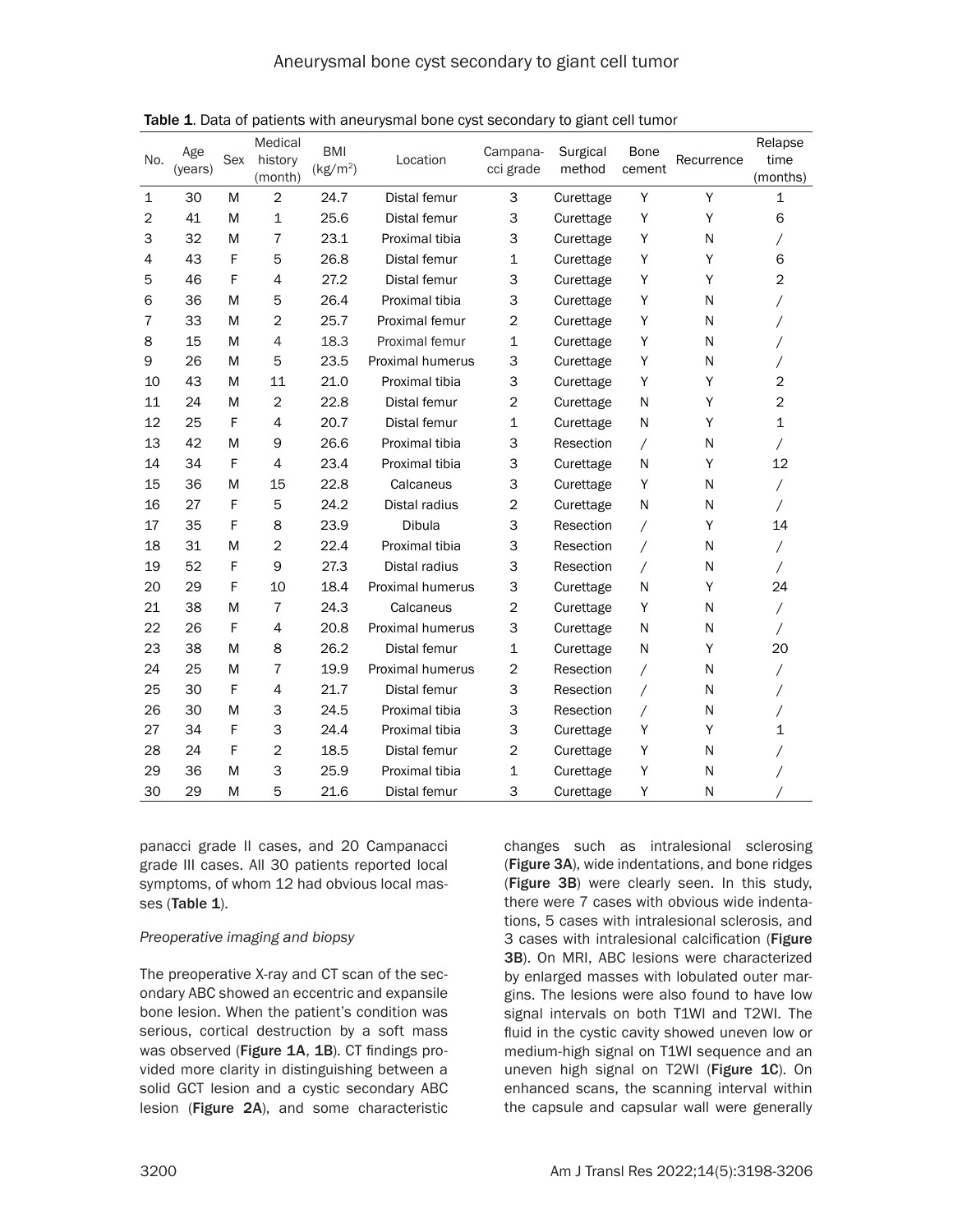Table 1. Data of patients with aneurysmal bone cyst secondary to giant cell tumor

| No. | Age (years) | Sex | Medical history (month) | BMI ($kg/m^2$) | Location | Campanacci grade | Surgical method | Bone cement | Recurrence | Relapse time (months) |
|---|---|---|---|---|---|---|---|---|---|---|
| 1 | 30 | M | 2 | 24.7 | Distal femur | 3 | Curettage | Y | Y | 1 |
| 2 | 41 | M | 1 | 25.6 | Distal femur | 3 | Curettage | Y | Y | 6 |
| 3 | 32 | M | 7 | 23.1 | Proximal tibia | 3 | Curettage | Y | N | / |
| 4 | 43 | F | 5 | 26.8 | Distal femur | 1 | Curettage | Y | Y | 6 |
| 5 | 46 | F | 4 | 27.2 | Distal femur | 3 | Curettage | Y | Y | 2 |
| 6 | 36 | M | 5 | 26.4 | Proximal tibia | 3 | Curettage | Y | N | / |
| 7 | 33 | M | 2 | 25.7 | Proximal femur | 2 | Curettage | Y | N | / |
| 8 | 15 | M | 4 | 18.3 | Proximal femur | 1 | Curettage | Y | N | / |
| 9 | 26 | M | 5 | 23.5 | Proximal humerus | 3 | Curettage | Y | N | / |
| 10 | 43 | M | 11 | 21.0 | Proximal tibia | 3 | Curettage | Y | Y | 2 |
| 11 | 24 | M | 2 | 22.8 | Distal femur | 2 | Curettage | N | Y | 2 |
| 12 | 25 | F | 4 | 20.7 | Distal femur | 1 | Curettage | N | Y | 1 |
| 13 | 42 | M | 9 | 26.6 | Proximal tibia | 3 | Resection | / | N | / |
| 14 | 34 | F | 4 | 23.4 | Proximal tibia | 3 | Curettage | N | Y | 12 |
| 15 | 36 | M | 15 | 22.8 | Calcaneus | 3 | Curettage | Y | N | / |
| 16 | 27 | F | 5 | 24.2 | Distal radius | 2 | Curettage | N | N | / |
| 17 | 35 | F | 8 | 23.9 | Dibula | 3 | Resection | / | Y | 14 |
| 18 | 31 | M | 2 | 22.4 | Proximal tibia | 3 | Resection | / | N | / |
| 19 | 52 | F | 9 | 27.3 | Distal radius | 3 | Resection | / | N | / |
| 20 | 29 | F | 10 | 18.4 | Proximal humerus | 3 | Curettage | N | Y | 24 |
| 21 | 38 | M | 7 | 24.3 | Calcaneus | 2 | Curettage | Y | N | / |
| 22 | 26 | F | 4 | 20.8 | Proximal humerus | 3 | Curettage | N | N | / |
| 23 | 38 | M | 8 | 26.2 | Distal femur | 1 | Curettage | N | Y | 20 |
| 24 | 25 | M | 7 | 19.9 | Proximal humerus | 2 | Resection | / | N | / |
| 25 | 30 | F | 4 | 21.7 | Distal femur | 3 | Resection | / | N | / |
| 26 | 30 | M | 3 | 24.5 | Proximal tibia | 3 | Resection | / | N | / |
| 27 | 34 | F | 3 | 24.4 | Proximal tibia | 3 | Curettage | Y | Y | 1 |
| 28 | 24 | F | 2 | 18.5 | Distal femur | 2 | Curettage | Y | N | / |
| 29 | 36 | M | 3 | 25.9 | Proximal tibia | 1 | Curettage | Y | N | / |
| 30 | 29 | M | 5 | 21.6 | Distal femur | 3 | Curettage | Y | N | / |

panacci grade II cases, and 20 Campanacci grade III cases. All 30 patients reported local symptoms, of whom 12 had obvious local masses (**Table 1**).

*Preoperative imaging and biopsy*

The preoperative X-ray and CT scan of the secondary ABC showed an eccentric and expansile bone lesion. When the patient's condition was serious, cortical destruction by a soft mass was observed (**Figure 1A**, **1B**). CT findings provided more clarity in distinguishing between a solid GCT lesion and a cystic secondary ABC lesion (**Figure 2A**), and some characteristic changes such as intralesional sclerosing (**Figure 3A**), wide indentations, and bone ridges (**Figure 3B**) were clearly seen. In this study, there were 7 cases with obvious wide indentations, 5 cases with intralesional sclerosis, and 3 cases with intralesional calcification (**Figure 3B**). On MRI, ABC lesions were characterized by enlarged masses with lobulated outer margins. The lesions were also found to have low signal intervals on both T1WI and T2WI. The fluid in the cystic cavity showed uneven low or medium-high signal on T1WI sequence and an uneven high signal on T2WI (**Figure 1C**). On enhanced scans, the scanning interval within the capsule and capsular wall were generally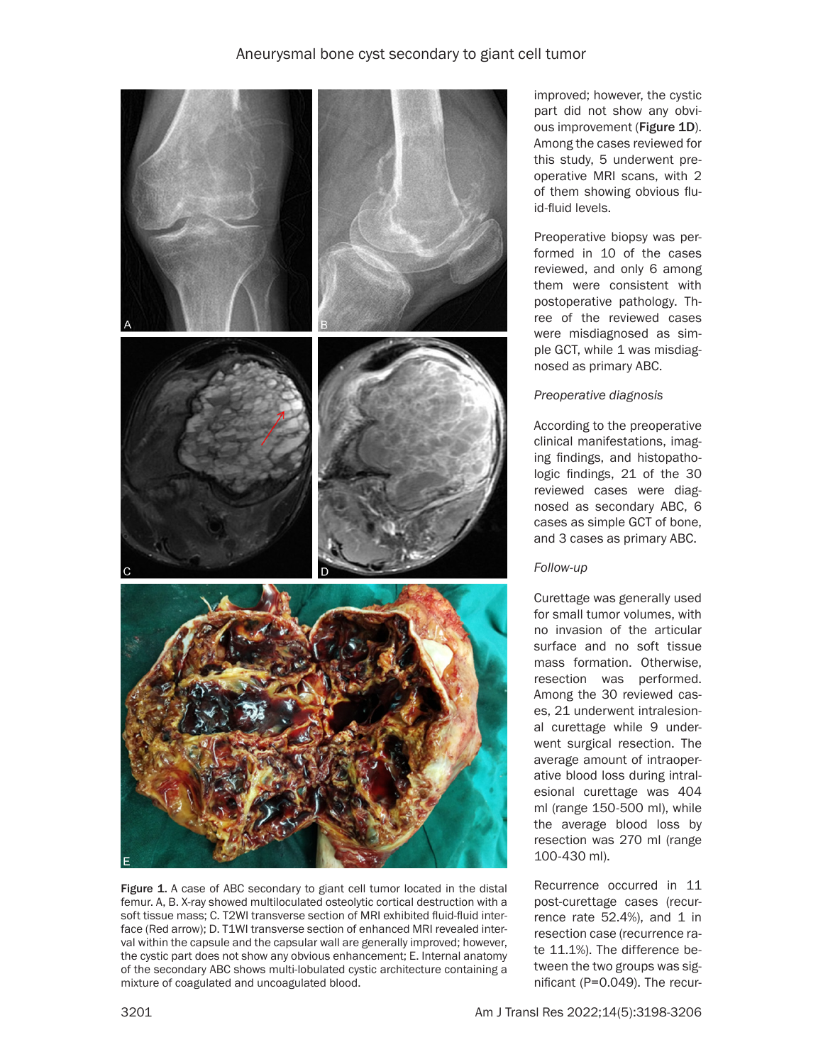Figure 1. A case of ABC secondary to giant cell tumor located in the distal femur. A, B. X-ray showed multiloculated osteolytic cortical destruction with a soft tissue mass; C. T2WI transverse section of MRI exhibited fluid-fluid interface (Red arrow); D. T1WI transverse section of enhanced MRI revealed interval within the capsule and the capsular wall are generally improved; however, the cystic part does not show any obvious enhancement; E. Internal anatomy of the secondary ABC shows multi-lobulated cystic architecture containing a mixture of coagulated and uncoagulated blood.

improved; however, the cystic part did not show any obvious improvement (**Figure 1D**). Among the cases reviewed for this study, 5 underwent preoperative MRI scans, with 2 of them showing obvious fluid-fluid levels.

Preoperative biopsy was performed in 10 of the cases reviewed, and only 6 among them were consistent with postoperative pathology. Three of the reviewed cases were misdiagnosed as simple GCT, while 1 was misdiagnosed as primary ABC.

*Preoperative diagnosis*

According to the preoperative clinical manifestations, imaging findings, and histopathologic findings, 21 of the 30 reviewed cases were diagnosed as secondary ABC, 6 cases as simple GCT of bone, and 3 cases as primary ABC.

*Follow-up*

Curettage was generally used for small tumor volumes, with no invasion of the articular surface and no soft tissue mass formation. Otherwise, resection was performed. Among the 30 reviewed cases, 21 underwent intralesional curettage while 9 underwent surgical resection. The average amount of intraoperative blood loss during intralesional curettage was 404 ml (range 150-500 ml), while the average blood loss by resection was 270 ml (range 100-430 ml).

Recurrence occurred in 11 post-curettage cases (recurrence rate 52.4%), and 1 in resection case (recurrence rate 11.1%). The difference between the two groups was significant (P=0.049). The recur-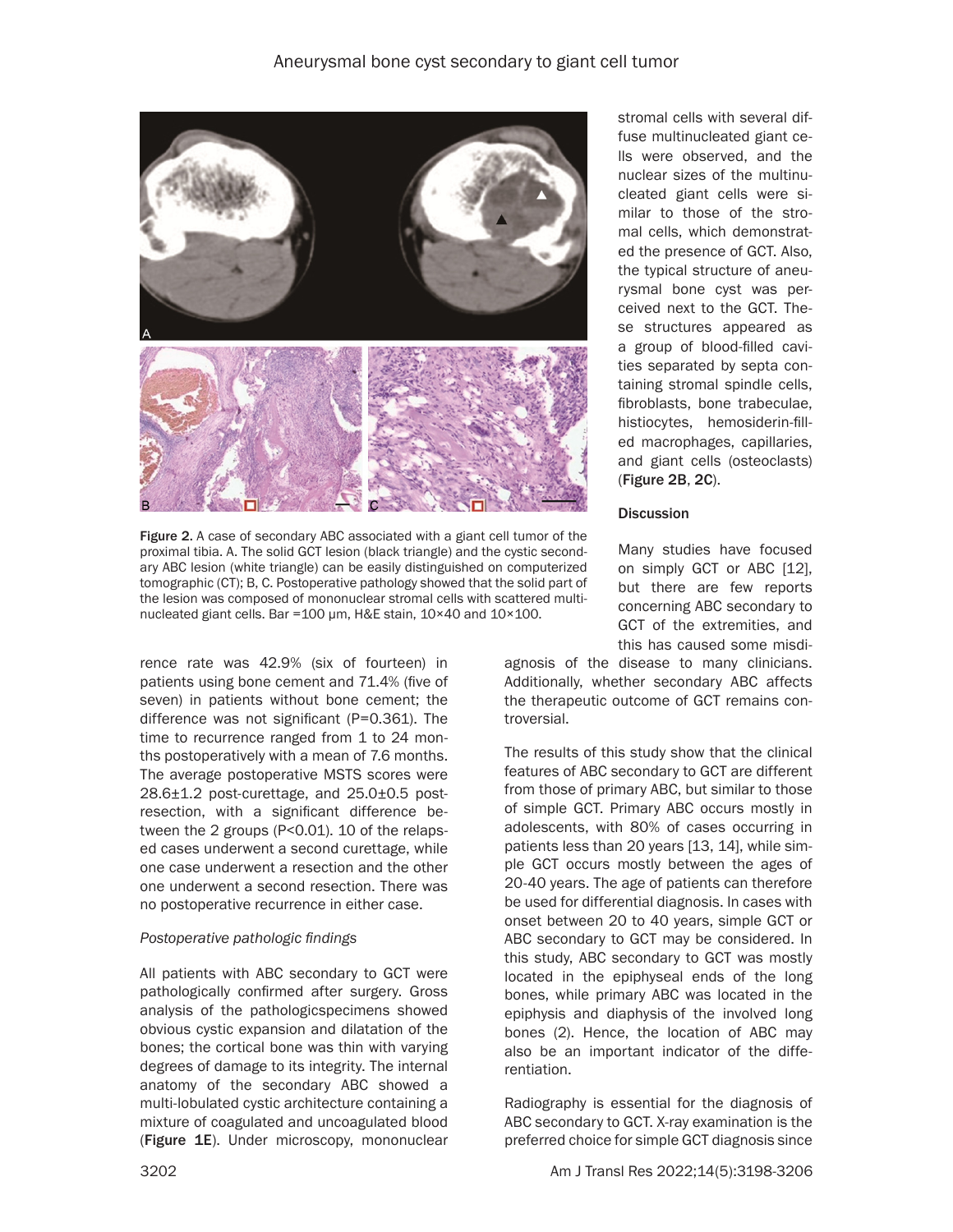stromal cells with several diffuse multinucleated giant cells were observed, and the nuclear sizes of the multinucleated giant cells were similar to those of the stromal cells, which demonstrated the presence of GCT. Also, the typical structure of aneurysmal bone cyst was perceived next to the GCT. These structures appeared as a group of blood-filled cavities separated by septa containing stromal spindle cells, fibroblasts, bone trabeculae, histiocytes, hemosiderin-filled macrophages, capillaries, and giant cells (osteoclasts) (**Figure 2B**, **2C**).

Figure 2. A case of secondary ABC associated with a giant cell tumor of the proximal tibia. A. The solid GCT lesion (black triangle) and the cystic secondary ABC lesion (white triangle) can be easily distinguished on computerized tomographic (CT); B, C. Postoperative pathology showed that the solid part of the lesion was composed of mononuclear stromal cells with scattered multinucleated giant cells. Bar =100 μm, H&E stain, 10×40 and 10×100.

rence rate was 42.9% (six of fourteen) in patients using bone cement and 71.4% (five of seven) in patients without bone cement; the difference was not significant (P=0.361). The time to recurrence ranged from 1 to 24 months postoperatively with a mean of 7.6 months. The average postoperative MSTS scores were 28.6±1.2 post-curettage, and 25.0±0.5 post-resection, with a significant difference between the 2 groups (P<0.01). 10 of the relapsed cases underwent a second curettage, while one case underwent a resection and the other one underwent a second resection. There was no postoperative recurrence in either case.

*Postoperative pathologic findings*

All patients with ABC secondary to GCT were pathologically confirmed after surgery. Gross analysis of the pathologicspecimens showed obvious cystic expansion and dilatation of the bones; the cortical bone was thin with varying degrees of damage to its integrity. The internal anatomy of the secondary ABC showed a multi-lobulated cystic architecture containing a mixture of coagulated and uncoagulated blood (**Figure 1E**). Under microscopy, mononuclear

## Discussion

Many studies have focused on simply GCT or ABC [12], but there are few reports concerning ABC secondary to GCT of the extremities, and this has caused some misdiagnosis of the disease to many clinicians. Additionally, whether secondary ABC affects the therapeutic outcome of GCT remains controversial.

The results of this study show that the clinical features of ABC secondary to GCT are different from those of primary ABC, but similar to those of simple GCT. Primary ABC occurs mostly in adolescents, with 80% of cases occurring in patients less than 20 years [13, 14], while simple GCT occurs mostly between the ages of 20-40 years. The age of patients can therefore be used for differential diagnosis. In cases with onset between 20 to 40 years, simple GCT or ABC secondary to GCT may be considered. In this study, ABC secondary to GCT was mostly located in the epiphyseal ends of the long bones, while primary ABC was located in the epiphysis and diaphysis of the involved long bones (2). Hence, the location of ABC may also be an important indicator of the differentiation.

Radiography is essential for the diagnosis of ABC secondary to GCT. X-ray examination is the preferred choice for simple GCT diagnosis since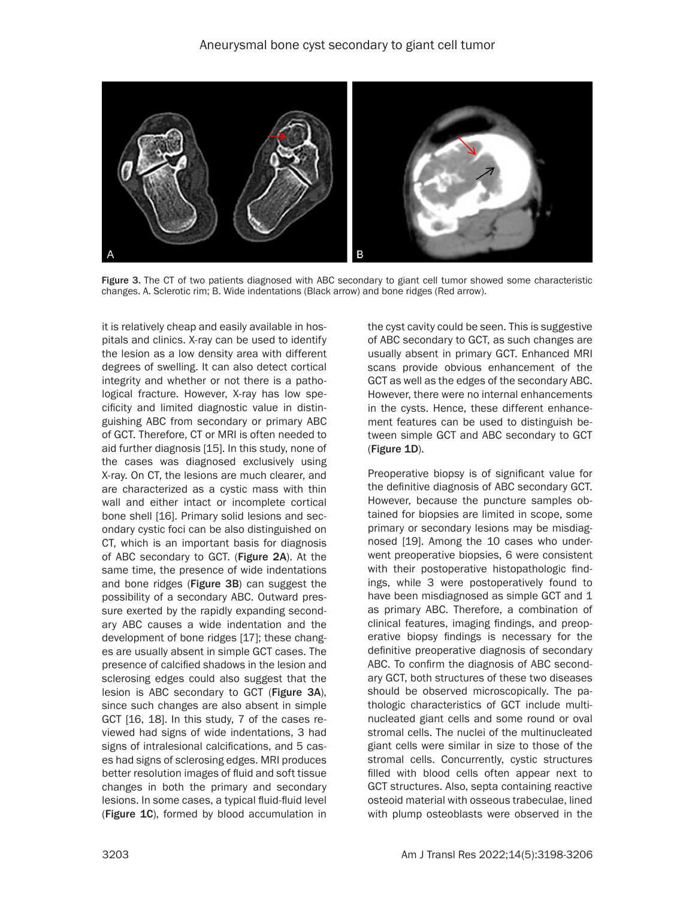Figure 3. The CT of two patients diagnosed with ABC secondary to giant cell tumor showed some characteristic changes. A. Sclerotic rim; B. Wide indentations (Black arrow) and bone ridges (Red arrow).

it is relatively cheap and easily available in hospitals and clinics. X-ray can be used to identify the lesion as a low density area with different degrees of swelling. It can also detect cortical integrity and whether or not there is a pathological fracture. However, X-ray has low specificity and limited diagnostic value in distinguishing ABC from secondary or primary ABC of GCT. Therefore, CT or MRI is often needed to aid further diagnosis [15]. In this study, none of the cases was diagnosed exclusively using X-ray. On CT, the lesions are much clearer, and are characterized as a cystic mass with thin wall and either intact or incomplete cortical bone shell [16]. Primary solid lesions and secondary cystic foci can be also distinguished on CT, which is an important basis for diagnosis of ABC secondary to GCT. (**Figure 2A**). At the same time, the presence of wide indentations and bone ridges (**Figure 3B**) can suggest the possibility of a secondary ABC. Outward pressure exerted by the rapidly expanding secondary ABC causes a wide indentation and the development of bone ridges [17]; these changes are usually absent in simple GCT cases. The presence of calcified shadows in the lesion and sclerosing edges could also suggest that the lesion is ABC secondary to GCT (**Figure 3A**), since such changes are also absent in simple GCT [16, 18]. In this study, 7 of the cases reviewed had signs of wide indentations, 3 had signs of intralesional calcifications, and 5 cases had signs of sclerosing edges. MRI produces better resolution images of fluid and soft tissue changes in both the primary and secondary lesions. In some cases, a typical fluid-fluid level (**Figure 1C**), formed by blood accumulation in the cyst cavity could be seen. This is suggestive of ABC secondary to GCT, as such changes are usually absent in primary GCT. Enhanced MRI scans provide obvious enhancement of the GCT as well as the edges of the secondary ABC. However, there were no internal enhancements in the cysts. Hence, these different enhancement features can be used to distinguish between simple GCT and ABC secondary to GCT (**Figure 1D**).

Preoperative biopsy is of significant value for the definitive diagnosis of ABC secondary GCT. However, because the puncture samples obtained for biopsies are limited in scope, some primary or secondary lesions may be misdiagnosed [19]. Among the 10 cases who underwent preoperative biopsies, 6 were consistent with their postoperative histopathologic findings, while 3 were postoperatively found to have been misdiagnosed as simple GCT and 1 as primary ABC. Therefore, a combination of clinical features, imaging findings, and preoperative biopsy findings is necessary for the definitive preoperative diagnosis of secondary ABC. To confirm the diagnosis of ABC secondary GCT, both structures of these two diseases should be observed microscopically. The pathologic characteristics of GCT include multinucleated giant cells and some round or oval stromal cells. The nuclei of the multinucleated giant cells were similar in size to those of the stromal cells. Concurrently, cystic structures filled with blood cells often appear next to GCT structures. Also, septa containing reactive osteoid material with osseous trabeculae, lined with plump osteoblasts were observed in the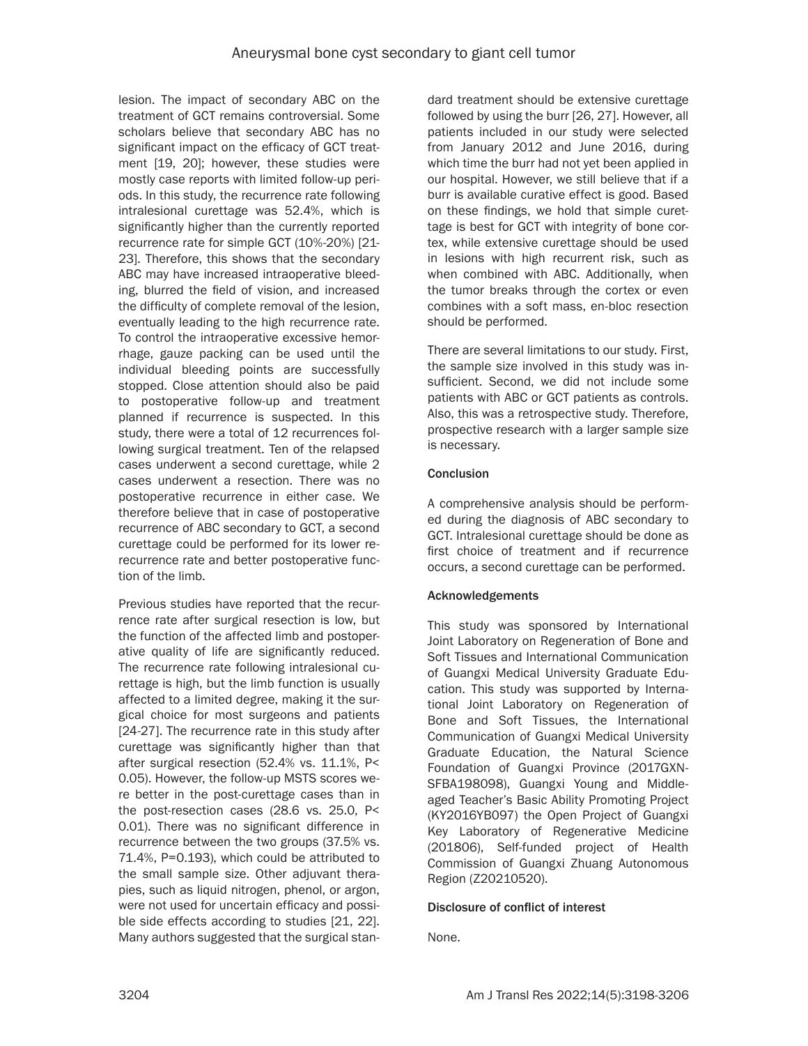lesion. The impact of secondary ABC on the treatment of GCT remains controversial. Some scholars believe that secondary ABC has no significant impact on the efficacy of GCT treatment [19, 20]; however, these studies were mostly case reports with limited follow-up periods. In this study, the recurrence rate following intralesional curettage was 52.4%, which is significantly higher than the currently reported recurrence rate for simple GCT (10%-20%) [21-23]. Therefore, this shows that the secondary ABC may have increased intraoperative bleeding, blurred the field of vision, and increased the difficulty of complete removal of the lesion, eventually leading to the high recurrence rate. To control the intraoperative excessive hemorrhage, gauze packing can be used until the individual bleeding points are successfully stopped. Close attention should also be paid to postoperative follow-up and treatment planned if recurrence is suspected. In this study, there were a total of 12 recurrences following surgical treatment. Ten of the relapsed cases underwent a second curettage, while 2 cases underwent a resection. There was no postoperative recurrence in either case. We therefore believe that in case of postoperative recurrence of ABC secondary to GCT, a second curettage could be performed for its lower re-recurrence rate and better postoperative function of the limb.

Previous studies have reported that the recurrence rate after surgical resection is low, but the function of the affected limb and postoperative quality of life are significantly reduced. The recurrence rate following intralesional curettage is high, but the limb function is usually affected to a limited degree, making it the surgical choice for most surgeons and patients [24-27]. The recurrence rate in this study after curettage was significantly higher than that after surgical resection (52.4% vs. 11.1%, $P < 0.05$). However, the follow-up MSTS scores were better in the post-curettage cases than in the post-resection cases (28.6 vs. 25.0, $P < 0.01$). There was no significant difference in recurrence between the two groups (37.5% vs. 71.4%, $P = 0.193$), which could be attributed to the small sample size. Other adjuvant therapies, such as liquid nitrogen, phenol, or argon, were not used for uncertain efficacy and possible side effects according to studies [21, 22]. Many authors suggested that the surgical standard treatment should be extensive curettage followed by using the burr [26, 27]. However, all patients included in our study were selected from January 2012 and June 2016, during which time the burr had not yet been applied in our hospital. However, we still believe that if a burr is available curative effect is good. Based on these findings, we hold that simple curettage is best for GCT with integrity of bone cortex, while extensive curettage should be used in lesions with high recurrent risk, such as when combined with ABC. Additionally, when the tumor breaks through the cortex or even combines with a soft mass, en-bloc resection should be performed.

There are several limitations to our study. First, the sample size involved in this study was insufficient. Second, we did not include some patients with ABC or GCT patients as controls. Also, this was a retrospective study. Therefore, prospective research with a larger sample size is necessary.

## Conclusion

A comprehensive analysis should be performed during the diagnosis of ABC secondary to GCT. Intralesional curettage should be done as first choice of treatment and if recurrence occurs, a second curettage can be performed.

## Acknowledgements

This study was sponsored by International Joint Laboratory on Regeneration of Bone and Soft Tissues and International Communication of Guangxi Medical University Graduate Education. This study was supported by International Joint Laboratory on Regeneration of Bone and Soft Tissues, the International Communication of Guangxi Medical University Graduate Education, the Natural Science Foundation of Guangxi Province (2017GXNSFBA198098), Guangxi Young and Middle-aged Teacher's Basic Ability Promoting Project (KY2016YB097) the Open Project of Guangxi Key Laboratory of Regenerative Medicine (201806), Self-funded project of Health Commission of Guangxi Zhuang Autonomous Region (Z20210520).

## Disclosure of conflict of interest

None.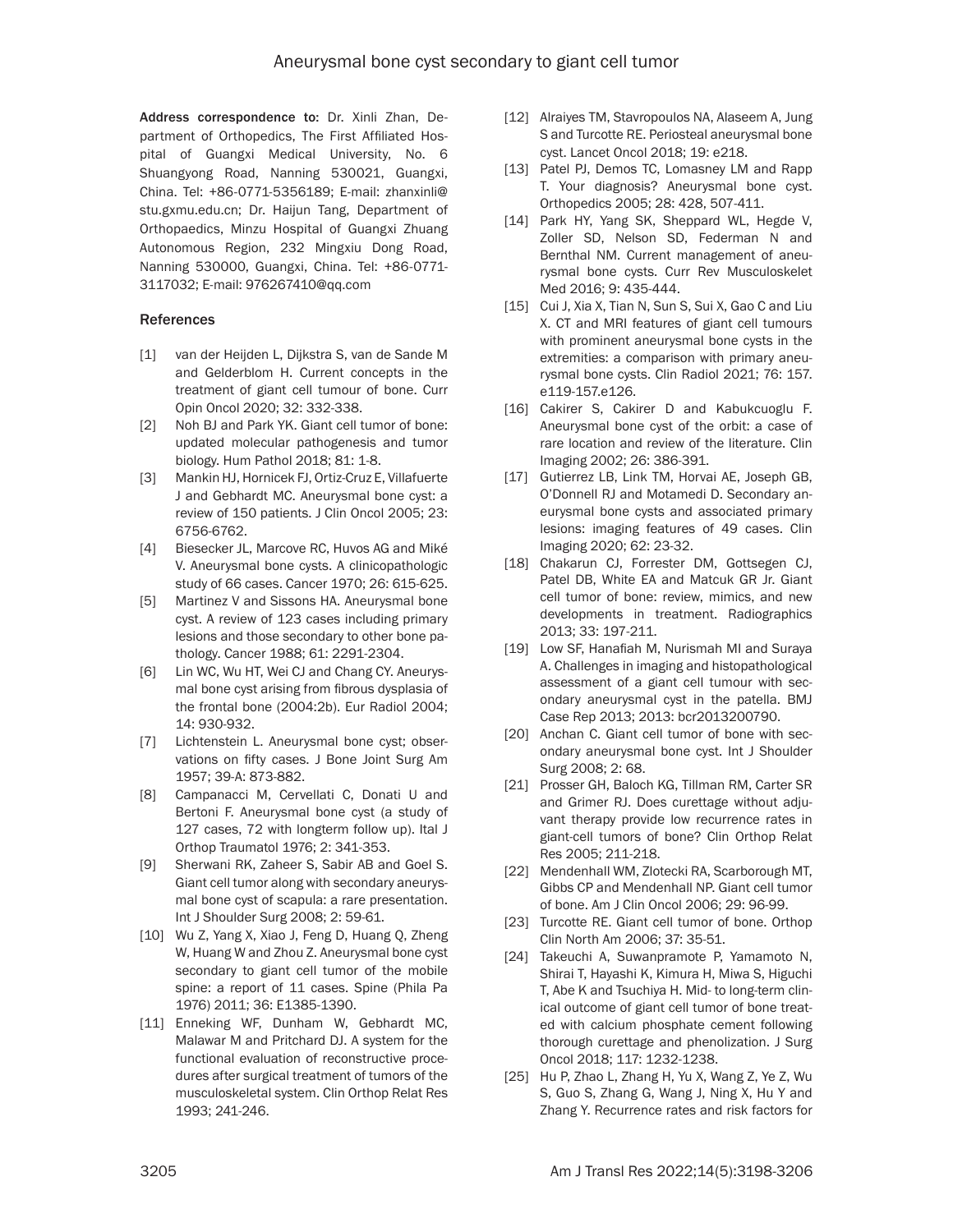Address correspondence to: Dr. Xinli Zhan, Department of Orthopedics, The First Affiliated Hospital of Guangxi Medical University, No. 6 Shuangyong Road, Nanning 530021, Guangxi, China. Tel: +86-0771-5356189; E-mail: zhanxinli@stu.gxmu.edu.cn; Dr. Haijun Tang, Department of Orthopaedics, Minzu Hospital of Guangxi Zhuang Autonomous Region, 232 Mingxiu Dong Road, Nanning 530000, Guangxi, China. Tel: +86-0771-3117032; E-mail: 976267410@qq.com

## References

[1] van der Heijden L, Dijkstra S, van de Sande M and Gelderblom H. Current concepts in the treatment of giant cell tumour of bone. Curr Opin Oncol 2020; 32: 332-338.

[2] Noh BJ and Park YK. Giant cell tumor of bone: updated molecular pathogenesis and tumor biology. Hum Pathol 2018; 81: 1-8.

[3] Mankin HJ, Hornicek FJ, Ortiz-Cruz E, Villafuerte J and Gebhardt MC. Aneurysmal bone cyst: a review of 150 patients. J Clin Oncol 2005; 23: 6756-6762.

[4] Biesecker JL, Marcove RC, Huvos AG and Miké V. Aneurysmal bone cysts. A clinicopathologic study of 66 cases. Cancer 1970; 26: 615-625.

[5] Martinez V and Sissons HA. Aneurysmal bone cyst. A review of 123 cases including primary lesions and those secondary to other bone pathology. Cancer 1988; 61: 2291-2304.

[6] Lin WC, Wu HT, Wei CJ and Chang CY. Aneurysmal bone cyst arising from fibrous dysplasia of the frontal bone (2004:2b). Eur Radiol 2004; 14: 930-932.

[7] Lichtenstein L. Aneurysmal bone cyst; observations on fifty cases. J Bone Joint Surg Am 1957; 39-A: 873-882.

[8] Campanacci M, Cervellati C, Donati U and Bertoni F. Aneurysmal bone cyst (a study of 127 cases, 72 with longterm follow up). Ital J Orthop Traumatol 1976; 2: 341-353.

[9] Sherwani RK, Zaheer S, Sabir AB and Goel S. Giant cell tumor along with secondary aneurysmal bone cyst of scapula: a rare presentation. Int J Shoulder Surg 2008; 2: 59-61.

[10] Wu Z, Yang X, Xiao J, Feng D, Huang Q, Zheng W, Huang W and Zhou Z. Aneurysmal bone cyst secondary to giant cell tumor of the mobile spine: a report of 11 cases. Spine (Phila Pa 1976) 2011; 36: E1385-1390.

[11] Enneking WF, Dunham W, Gebhardt MC, Malawar M and Pritchard DJ. A system for the functional evaluation of reconstructive procedures after surgical treatment of tumors of the musculoskeletal system. Clin Orthop Relat Res 1993; 241-246.

[12] Alraiyes TM, Stavropoulos NA, Alaseem A, Jung S and Turcotte RE. Periosteal aneurysmal bone cyst. Lancet Oncol 2018; 19: e218.

[13] Patel PJ, Demos TC, Lomasney LM and Rapp T. Your diagnosis? Aneurysmal bone cyst. Orthopedics 2005; 28: 428, 507-411.

[14] Park HY, Yang SK, Sheppard WL, Hegde V, Zoller SD, Nelson SD, Federman N and Bernthal NM. Current management of aneurysmal bone cysts. Curr Rev Musculoskelet Med 2016; 9: 435-444.

[15] Cui J, Xia X, Tian N, Sun S, Sui X, Gao C and Liu X. CT and MRI features of giant cell tumours with prominent aneurysmal bone cysts in the extremities: a comparison with primary aneurysmal bone cysts. Clin Radiol 2021; 76: 157.e119-157.e126.

[16] Cakirer S, Cakirer D and Kabukcuoglu F. Aneurysmal bone cyst of the orbit: a case of rare location and review of the literature. Clin Imaging 2002; 26: 386-391.

[17] Gutierrez LB, Link TM, Horvai AE, Joseph GB, O'Donnell RJ and Motamedi D. Secondary aneurysmal bone cysts and associated primary lesions: imaging features of 49 cases. Clin Imaging 2020; 62: 23-32.

[18] Chakarun CJ, Forrester DM, Gottsegen CJ, Patel DB, White EA and Matcuk GR Jr. Giant cell tumor of bone: review, mimics, and new developments in treatment. Radiographics 2013; 33: 197-211.

[19] Low SF, Hanafiah M, Nurismah MI and Suraya A. Challenges in imaging and histopathological assessment of a giant cell tumour with secondary aneurysmal cyst in the patella. BMJ Case Rep 2013; 2013: bcr2013200790.

[20] Anchan C. Giant cell tumor of bone with secondary aneurysmal bone cyst. Int J Shoulder Surg 2008; 2: 68.

[21] Prosser GH, Baloch KG, Tillman RM, Carter SR and Grimer RJ. Does curettage without adjuvant therapy provide low recurrence rates in giant-cell tumors of bone? Clin Orthop Relat Res 2005; 211-218.

[22] Mendenhall WM, Zlotecki RA, Scarborough MT, Gibbs CP and Mendenhall NP. Giant cell tumor of bone. Am J Clin Oncol 2006; 29: 96-99.

[23] Turcotte RE. Giant cell tumor of bone. Orthop Clin North Am 2006; 37: 35-51.

[24] Takeuchi A, Suwanpramote P, Yamamoto N, Shirai T, Hayashi K, Kimura H, Miwa S, Higuchi T, Abe K and Tsuchiya H. Mid- to long-term clinical outcome of giant cell tumor of bone treated with calcium phosphate cement following thorough curettage and phenolization. J Surg Oncol 2018; 117: 1232-1238.

[25] Hu P, Zhao L, Zhang H, Yu X, Wang Z, Ye Z, Wu S, Guo S, Zhang G, Wang J, Ning X, Hu Y and Zhang Y. Recurrence rates and risk factors for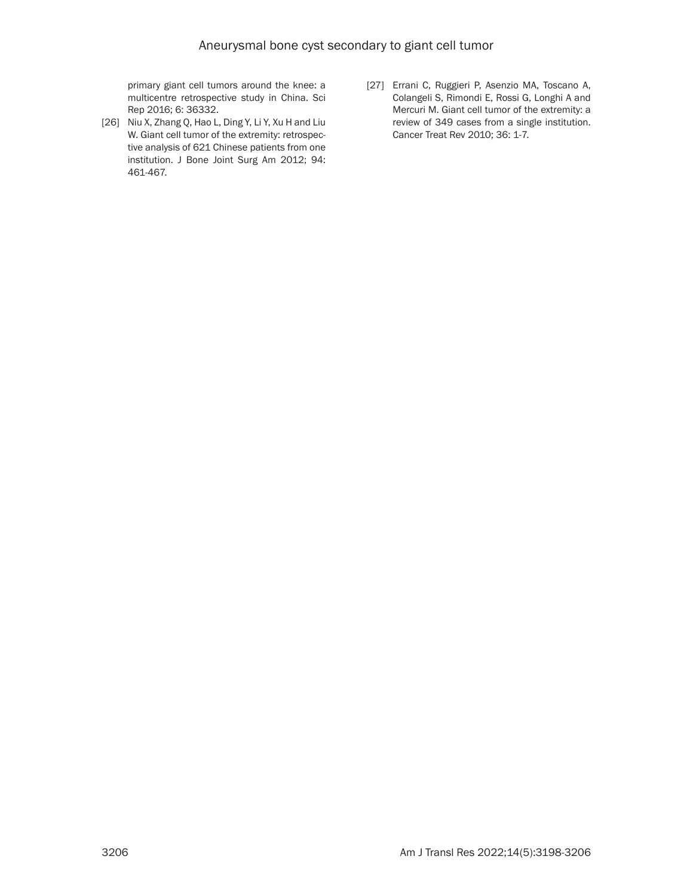primary giant cell tumors around the knee: a multicentre retrospective study in China. Sci Rep 2016; 6: 36332.

[26] Niu X, Zhang Q, Hao L, Ding Y, Li Y, Xu H and Liu W. Giant cell tumor of the extremity: retrospective analysis of 621 Chinese patients from one institution. J Bone Joint Surg Am 2012; 94: 461-467.

[27] Errani C, Ruggieri P, Asenzio MA, Toscano A, Colangeli S, Rimondi E, Rossi G, Longhi A and Mercuri M. Giant cell tumor of the extremity: a review of 349 cases from a single institution. Cancer Treat Rev 2010; 36: 1-7.